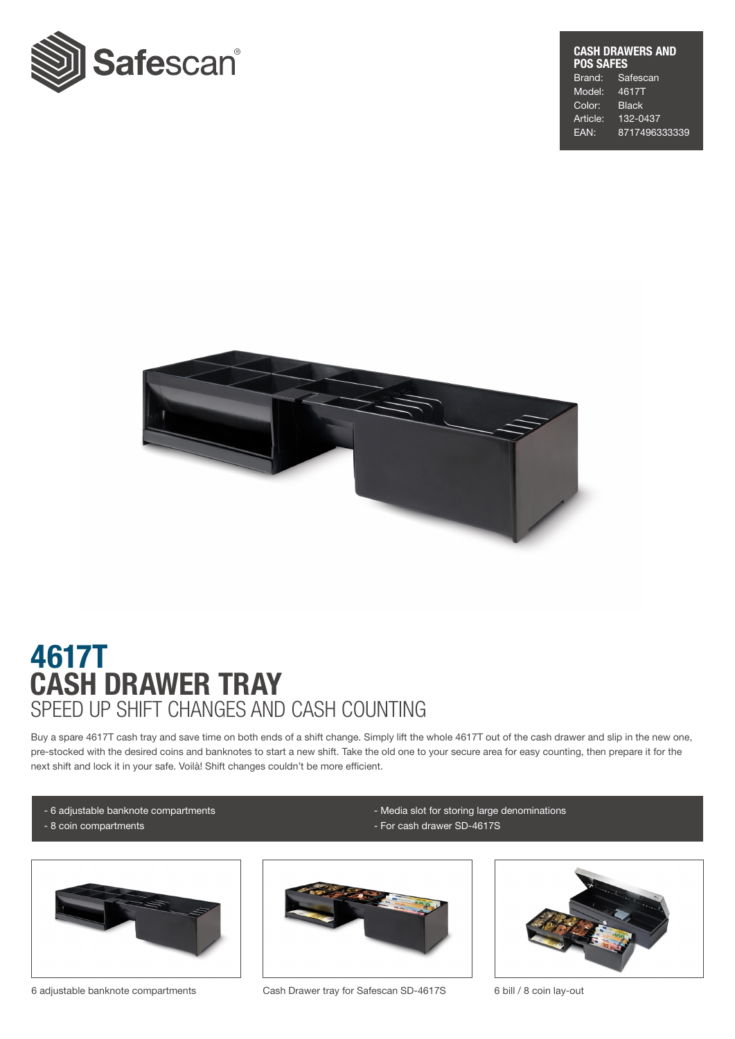Safescan®

**CASH DRAWERS AND POS SAFES**

| | |
|---|---|
| Brand: | Safescan |
| Model: | 4617T |
| Color: | Black |
| Article: | 132-0437 |
| EAN: | 8717496333339 |

# 4617T
# CASH DRAWER TRAY
## SPEED UP SHIFT CHANGES AND CASH COUNTING

Buy a spare 4617T cash tray and save time on both ends of a shift change. Simply lift the whole 4617T out of the cash drawer and slip in the new one, pre-stocked with the desired coins and banknotes to start a new shift. Take the old one to your secure area for easy counting, then prepare it for the next shift and lock it in your safe. Voilà! Shift changes couldn't be more efficient.

- 6 adjustable banknote compartments
- 8 coin compartments
- Media slot for storing large denominations
- For cash drawer SD-4617S

6 adjustable banknote compartments

Cash Drawer tray for Safescan SD-4617S

6 bill / 8 coin lay-out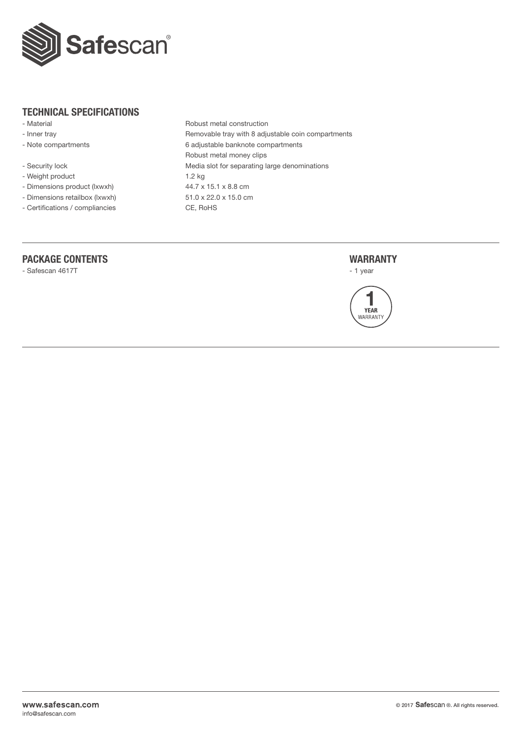## TECHNICAL SPECIFICATIONS

| | |
|---|---|
| - Material | Robust metal construction |
| - Inner tray | Removable tray with 8 adjustable coin compartments |
| - Note compartments | 6 adjustable banknote compartments |
| | Robust metal money clips |
| - Security lock | Media slot for separating large denominations |
| - Weight product | 1.2 kg |
| - Dimensions product (lxwxh) | 44.7 x 15.1 x 8.8 cm |
| - Dimensions retailbox (lxwxh) | 51.0 x 22.0 x 15.0 cm |
| - Certifications / compliancies | CE, RoHS |

## PACKAGE CONTENTS

- Safescan 4617T

## WARRANTY

- 1 year

1 YEAR WARRANTY

**www.safescan.com**
info@safescan.com

© 2017 Safescan ®. All rights reserved.